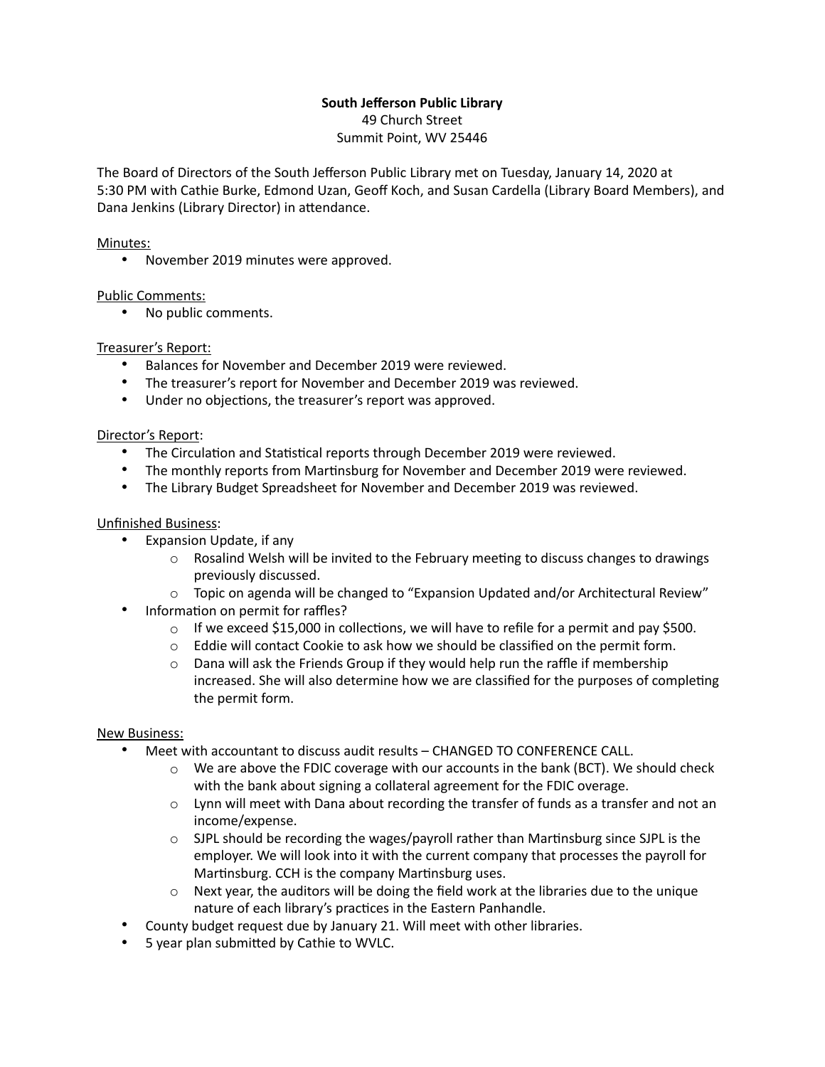**South Jefferson Public Library**
49 Church Street
Summit Point, WV 25446

The Board of Directors of the South Jefferson Public Library met on Tuesday, January 14, 2020 at 5:30 PM with Cathie Burke, Edmond Uzan, Geoff Koch, and Susan Cardella (Library Board Members), and Dana Jenkins (Library Director) in attendance.

<u>Minutes:</u>

- November 2019 minutes were approved.

<u>Public Comments:</u>

- No public comments.

<u>Treasurer's Report:</u>

- Balances for November and December 2019 were reviewed.
- The treasurer's report for November and December 2019 was reviewed.
- Under no objections, the treasurer's report was approved.

<u>Director's Report</u>:

- The Circulation and Statistical reports through December 2019 were reviewed.
- The monthly reports from Martinsburg for November and December 2019 were reviewed.
- The Library Budget Spreadsheet for November and December 2019 was reviewed.

<u>Unfinished Business</u>:

- Expansion Update, if any
  - Rosalind Welsh will be invited to the February meeting to discuss changes to drawings previously discussed.
  - Topic on agenda will be changed to "Expansion Updated and/or Architectural Review"
- Information on permit for raffles?
  - If we exceed $15,000 in collections, we will have to refile for a permit and pay $500.
  - Eddie will contact Cookie to ask how we should be classified on the permit form.
  - Dana will ask the Friends Group if they would help run the raffle if membership increased. She will also determine how we are classified for the purposes of completing the permit form.

<u>New Business:</u>

- Meet with accountant to discuss audit results – CHANGED TO CONFERENCE CALL.
  - We are above the FDIC coverage with our accounts in the bank (BCT). We should check with the bank about signing a collateral agreement for the FDIC overage.
  - Lynn will meet with Dana about recording the transfer of funds as a transfer and not an income/expense.
  - SJPL should be recording the wages/payroll rather than Martinsburg since SJPL is the employer. We will look into it with the current company that processes the payroll for Martinsburg. CCH is the company Martinsburg uses.
  - Next year, the auditors will be doing the field work at the libraries due to the unique nature of each library's practices in the Eastern Panhandle.
- County budget request due by January 21. Will meet with other libraries.
- 5 year plan submitted by Cathie to WVLC.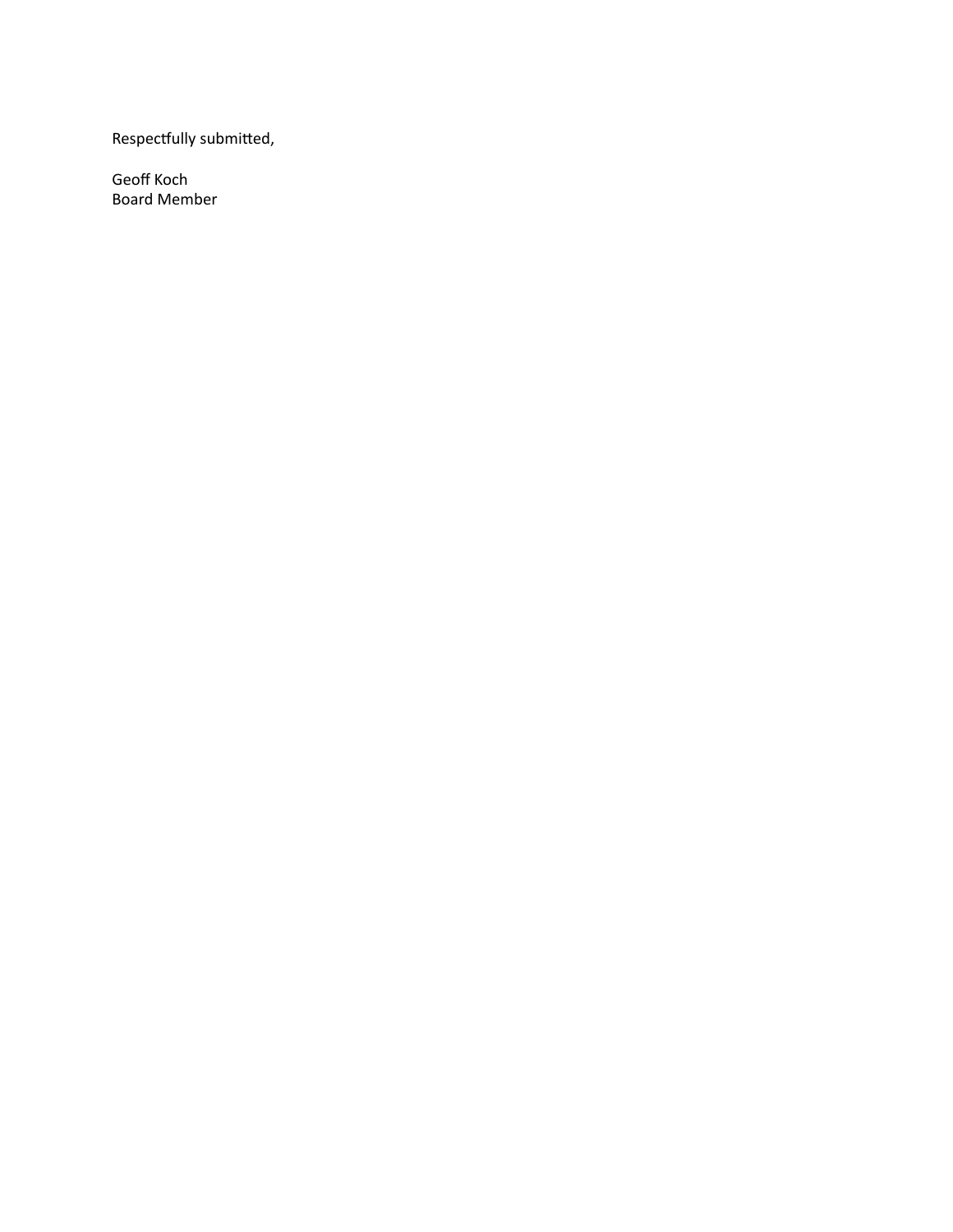Respectfully submitted,

Geoff Koch
Board Member